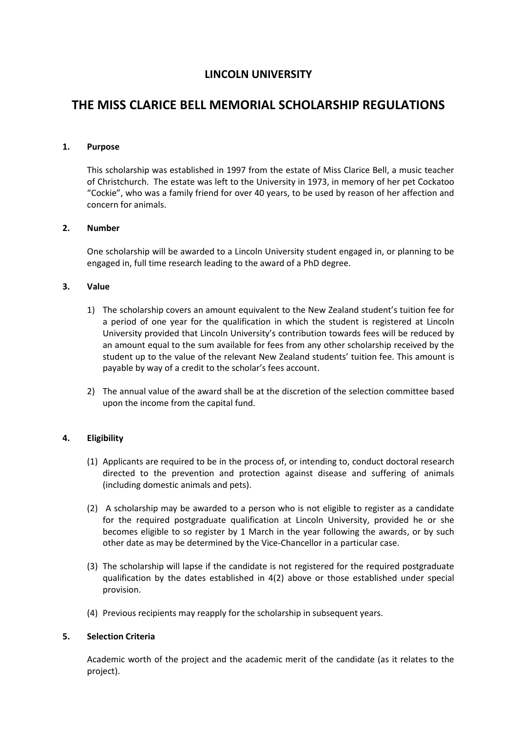# LINCOLN UNIVERSITY

# THE MISS CLARICE BELL MEMORIAL SCHOLARSHIP REGULATIONS

## 1. Purpose

This scholarship was established in 1997 from the estate of Miss Clarice Bell, a music teacher of Christchurch. The estate was left to the University in 1973, in memory of her pet Cockatoo "Cockie", who was a family friend for over 40 years, to be used by reason of her affection and concern for animals.

## 2. Number

One scholarship will be awarded to a Lincoln University student engaged in, or planning to be engaged in, full time research leading to the award of a PhD degree.

## 3. Value

1) The scholarship covers an amount equivalent to the New Zealand student's tuition fee for a period of one year for the qualification in which the student is registered at Lincoln University provided that Lincoln University's contribution towards fees will be reduced by an amount equal to the sum available for fees from any other scholarship received by the student up to the value of the relevant New Zealand students' tuition fee. This amount is payable by way of a credit to the scholar's fees account.

2) The annual value of the award shall be at the discretion of the selection committee based upon the income from the capital fund.

## 4. Eligibility

(1) Applicants are required to be in the process of, or intending to, conduct doctoral research directed to the prevention and protection against disease and suffering of animals (including domestic animals and pets).

(2) A scholarship may be awarded to a person who is not eligible to register as a candidate for the required postgraduate qualification at Lincoln University, provided he or she becomes eligible to so register by 1 March in the year following the awards, or by such other date as may be determined by the Vice-Chancellor in a particular case.

(3) The scholarship will lapse if the candidate is not registered for the required postgraduate qualification by the dates established in 4(2) above or those established under special provision.

(4) Previous recipients may reapply for the scholarship in subsequent years.

## 5. Selection Criteria

Academic worth of the project and the academic merit of the candidate (as it relates to the project).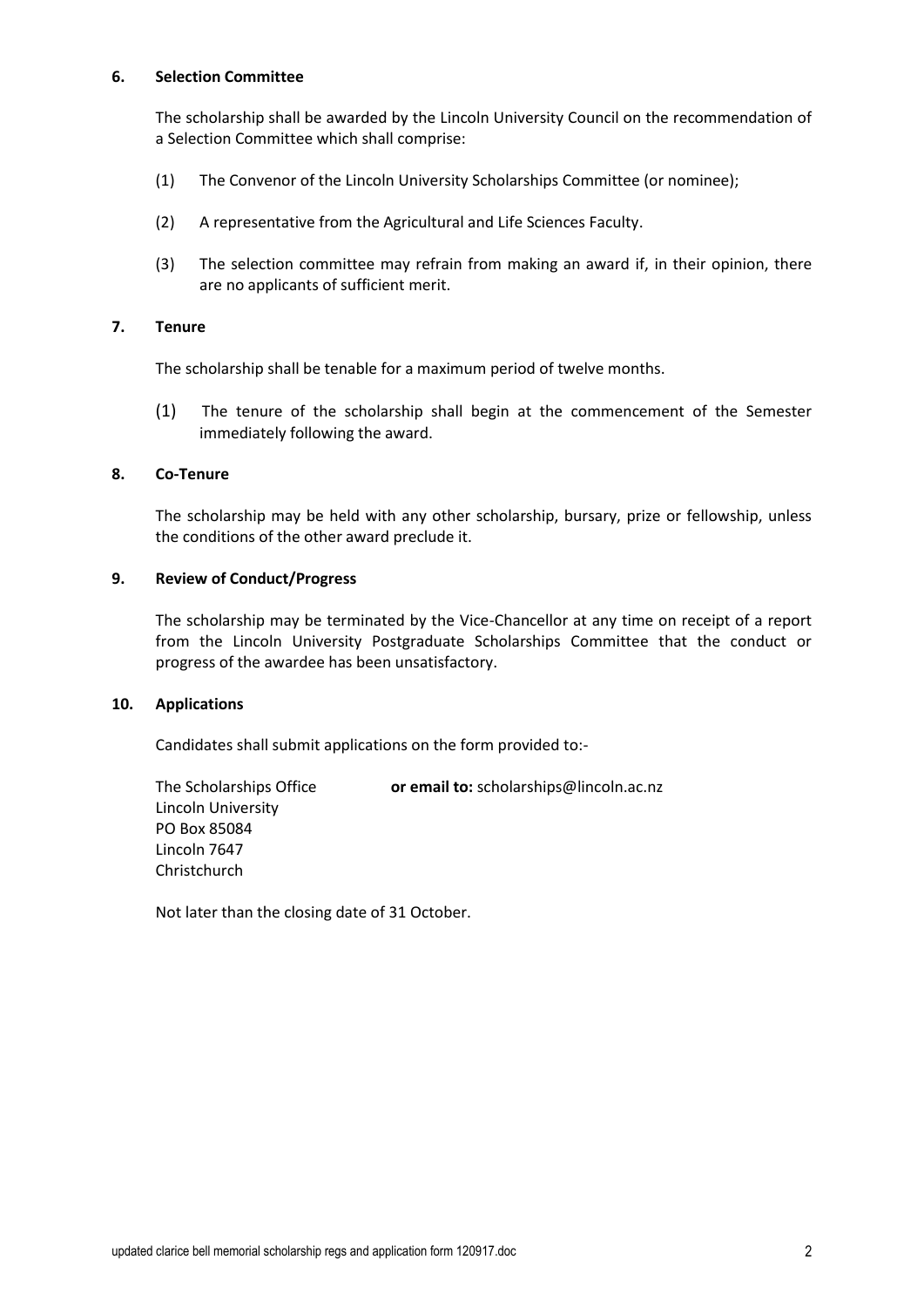## 6. Selection Committee

The scholarship shall be awarded by the Lincoln University Council on the recommendation of a Selection Committee which shall comprise:

(1) The Convenor of the Lincoln University Scholarships Committee (or nominee);

(2) A representative from the Agricultural and Life Sciences Faculty.

(3) The selection committee may refrain from making an award if, in their opinion, there are no applicants of sufficient merit.

## 7. Tenure

The scholarship shall be tenable for a maximum period of twelve months.

(1) The tenure of the scholarship shall begin at the commencement of the Semester immediately following the award.

## 8. Co-Tenure

The scholarship may be held with any other scholarship, bursary, prize or fellowship, unless the conditions of the other award preclude it.

## 9. Review of Conduct/Progress

The scholarship may be terminated by the Vice-Chancellor at any time on receipt of a report from the Lincoln University Postgraduate Scholarships Committee that the conduct or progress of the awardee has been unsatisfactory.

## 10. Applications

Candidates shall submit applications on the form provided to:-

The Scholarships Office
Lincoln University
PO Box 85084
Lincoln 7647
Christchurch

**or email to:** scholarships@lincoln.ac.nz

Not later than the closing date of 31 October.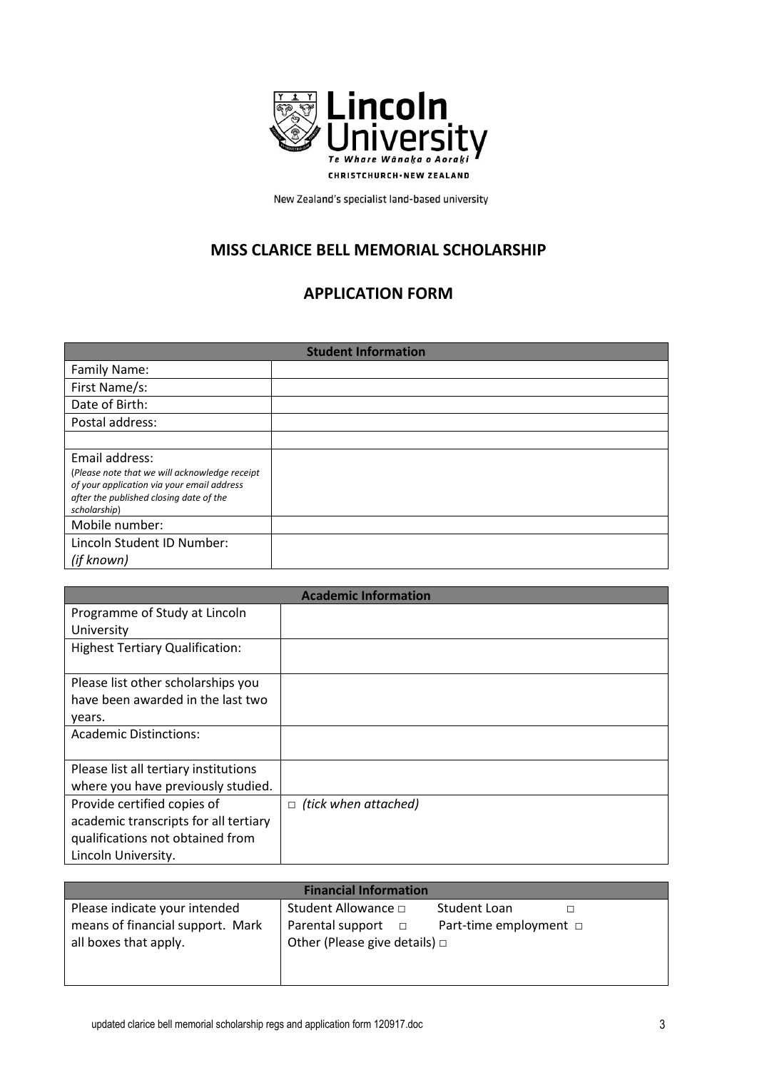Lincoln University
Te Whare Wānaka o Aoraki
CHRISTCHURCH • NEW ZEALAND

New Zealand's specialist land-based university

## MISS CLARICE BELL MEMORIAL SCHOLARSHIP

## APPLICATION FORM

| Student Information | |
|---|---|
| Family Name: | |
| First Name/s: | |
| Date of Birth: | |
| Postal address: | |
| | |
| Email address: (*Please note that we will acknowledge receipt of your application via your email address after the published closing date of the scholarship*) | |
| Mobile number: | |
| Lincoln Student ID Number: *(if known)* | |

| Academic Information | |
|---|---|
| Programme of Study at Lincoln University | |
| Highest Tertiary Qualification: | |
| Please list other scholarships you have been awarded in the last two years. | |
| Academic Distinctions: | |
| Please list all tertiary institutions where you have previously studied. | |
| Provide certified copies of academic transcripts for all tertiary qualifications not obtained from Lincoln University. | □ *(tick when attached)* |

| Financial Information | |
|---|---|
| Please indicate your intended means of financial support. Mark all boxes that apply. | Student Allowance □ Student Loan □<br>Parental support □ Part-time employment □<br>Other (Please give details) □ |

updated clarice bell memorial scholarship regs and application form 120917.doc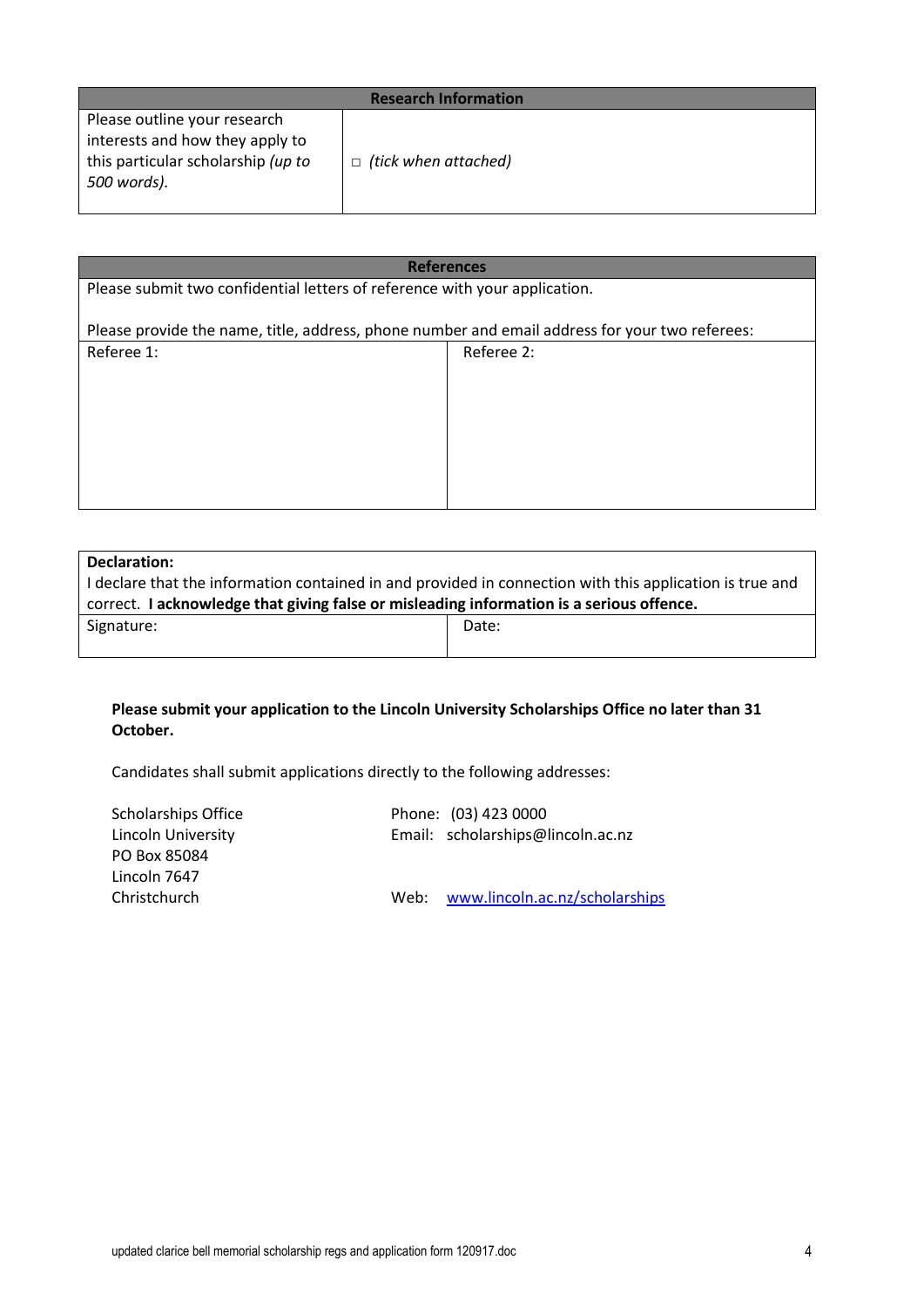| Research Information | |
|---|---|
| Please outline your research interests and how they apply to this particular scholarship *(up to 500 words).* | □ *(tick when attached)* |

| References | |
|---|---|
| Please submit two confidential letters of reference with your application.<br><br>Please provide the name, title, address, phone number and email address for your two referees: | |
| Referee 1: | Referee 2: |

| **Declaration:**<br>I declare that the information contained in and provided in connection with this application is true and correct. **I acknowledge that giving false or misleading information is a serious offence.** | |
|---|---|
| Signature: | Date: |

**Please submit your application to the Lincoln University Scholarships Office no later than 31 October.**

Candidates shall submit applications directly to the following addresses:

Scholarships Office
Lincoln University
PO Box 85084
Lincoln 7647
Christchurch

Phone: (03) 423 0000
Email: scholarships@lincoln.ac.nz

Web: [www.lincoln.ac.nz/scholarships](http://www.lincoln.ac.nz/scholarships)

updated clarice bell memorial scholarship regs and application form 120917.doc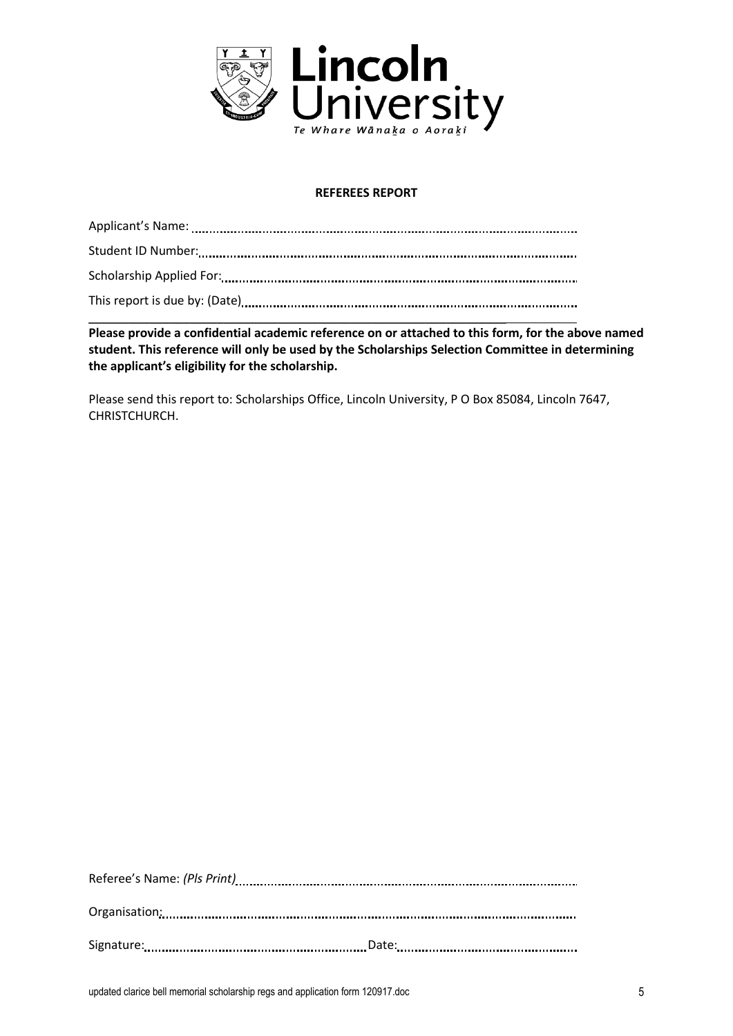**REFEREES REPORT**

Applicant's Name: ...........................................................................................................

Student ID Number: ...........................................................................................................

Scholarship Applied For: ...........................................................................................................

This report is due by: (Date) ...........................................................................................................

---

**Please provide a confidential academic reference on or attached to this form, for the above named student. This reference will only be used by the Scholarships Selection Committee in determining the applicant's eligibility for the scholarship.**

Please send this report to: Scholarships Office, Lincoln University, P O Box 85084, Lincoln 7647, CHRISTCHURCH.

Referee's Name: *(Pls Print)* ...........................................................................................................

Organisation: ...........................................................................................................

Signature: ................................................................ Date: ................................................................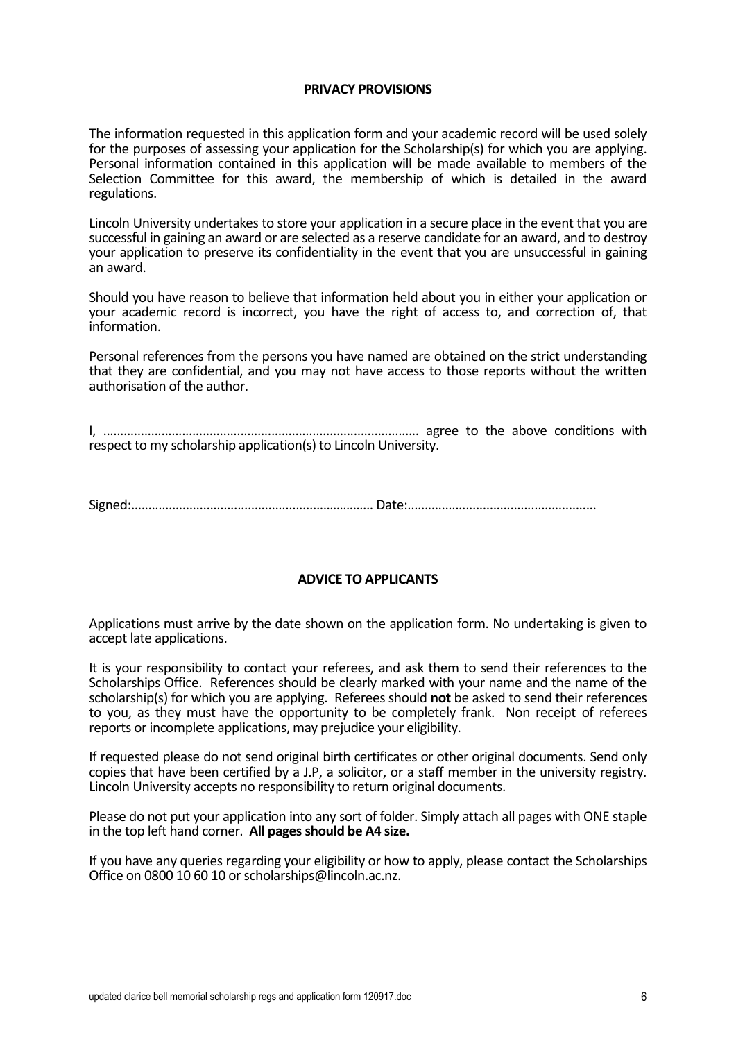**PRIVACY PROVISIONS**

The information requested in this application form and your academic record will be used solely for the purposes of assessing your application for the Scholarship(s) for which you are applying. Personal information contained in this application will be made available to members of the Selection Committee for this award, the membership of which is detailed in the award regulations.

Lincoln University undertakes to store your application in a secure place in the event that you are successful in gaining an award or are selected as a reserve candidate for an award, and to destroy your application to preserve its confidentiality in the event that you are unsuccessful in gaining an award.

Should you have reason to believe that information held about you in either your application or your academic record is incorrect, you have the right of access to, and correction of, that information.

Personal references from the persons you have named are obtained on the strict understanding that they are confidential, and you may not have access to those reports without the written authorisation of the author.

I, ........................................................................................... agree to the above conditions with respect to my scholarship application(s) to Lincoln University.

Signed:...................................................................... Date:......................................................

**ADVICE TO APPLICANTS**

Applications must arrive by the date shown on the application form. No undertaking is given to accept late applications.

It is your responsibility to contact your referees, and ask them to send their references to the Scholarships Office. References should be clearly marked with your name and the name of the scholarship(s) for which you are applying. Referees should **not** be asked to send their references to you, as they must have the opportunity to be completely frank. Non receipt of referees reports or incomplete applications, may prejudice your eligibility.

If requested please do not send original birth certificates or other original documents. Send only copies that have been certified by a J.P, a solicitor, or a staff member in the university registry. Lincoln University accepts no responsibility to return original documents.

Please do not put your application into any sort of folder. Simply attach all pages with ONE staple in the top left hand corner. **All pages should be A4 size.**

If you have any queries regarding your eligibility or how to apply, please contact the Scholarships Office on 0800 10 60 10 or scholarships@lincoln.ac.nz.